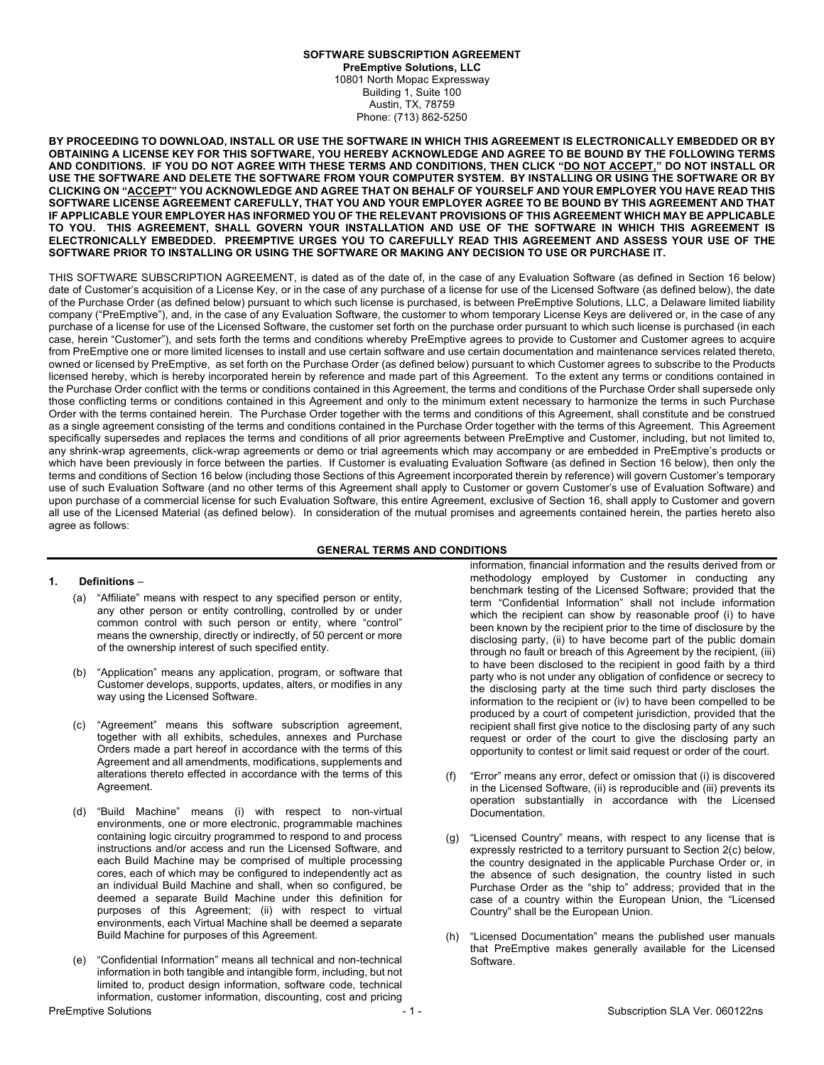# SOFTWARE SUBSCRIPTION AGREEMENT

**PreEmptive Solutions, LLC**
10801 North Mopac Expressway
Building 1, Suite 100
Austin, TX, 78759
Phone: (713) 862-5250

**BY PROCEEDING TO DOWNLOAD, INSTALL OR USE THE SOFTWARE IN WHICH THIS AGREEMENT IS ELECTRONICALLY EMBEDDED OR BY OBTAINING A LICENSE KEY FOR THIS SOFTWARE, YOU HEREBY ACKNOWLEDGE AND AGREE TO BE BOUND BY THE FOLLOWING TERMS AND CONDITIONS. IF YOU DO NOT AGREE WITH THESE TERMS AND CONDITIONS, THEN CLICK "DO NOT ACCEPT," DO NOT INSTALL OR USE THE SOFTWARE AND DELETE THE SOFTWARE FROM YOUR COMPUTER SYSTEM. BY INSTALLING OR USING THE SOFTWARE OR BY CLICKING ON "ACCEPT" YOU ACKNOWLEDGE AND AGREE THAT ON BEHALF OF YOURSELF AND YOUR EMPLOYER YOU HAVE READ THIS SOFTWARE LICENSE AGREEMENT CAREFULLY, THAT YOU AND YOUR EMPLOYER AGREE TO BE BOUND BY THIS AGREEMENT AND THAT IF APPLICABLE YOUR EMPLOYER HAS INFORMED YOU OF THE RELEVANT PROVISIONS OF THIS AGREEMENT WHICH MAY BE APPLICABLE TO YOU. THIS AGREEMENT, SHALL GOVERN YOUR INSTALLATION AND USE OF THE SOFTWARE IN WHICH THIS AGREEMENT IS ELECTRONICALLY EMBEDDED. PREEMPTIVE URGES YOU TO CAREFULLY READ THIS AGREEMENT AND ASSESS YOUR USE OF THE SOFTWARE PRIOR TO INSTALLING OR USING THE SOFTWARE OR MAKING ANY DECISION TO USE OR PURCHASE IT.**

THIS SOFTWARE SUBSCRIPTION AGREEMENT, is dated as of the date of, in the case of any Evaluation Software (as defined in Section 16 below) date of Customer's acquisition of a License Key, or in the case of any purchase of a license for use of the Licensed Software (as defined below), the date of the Purchase Order (as defined below) pursuant to which such license is purchased, is between PreEmptive Solutions, LLC, a Delaware limited liability company ("PreEmptive"), and, in the case of any Evaluation Software, the customer to whom temporary License Keys are delivered or, in the case of any purchase of a license for use of the Licensed Software, the customer set forth on the purchase order pursuant to which such license is purchased (in each case, herein "Customer"), and sets forth the terms and conditions whereby PreEmptive agrees to provide to Customer and Customer agrees to acquire from PreEmptive one or more limited licenses to install and use certain software and use certain documentation and maintenance services related thereto, owned or licensed by PreEmptive, as set forth on the Purchase Order (as defined below) pursuant to which Customer agrees to subscribe to the Products licensed hereby, which is hereby incorporated herein by reference and made part of this Agreement. To the extent any terms or conditions contained in the Purchase Order conflict with the terms or conditions contained in this Agreement, the terms and conditions of the Purchase Order shall supersede only those conflicting terms or conditions contained in this Agreement and only to the minimum extent necessary to harmonize the terms in such Purchase Order with the terms contained herein. The Purchase Order together with the terms and conditions of this Agreement, shall constitute and be construed as a single agreement consisting of the terms and conditions contained in the Purchase Order together with the terms of this Agreement. This Agreement specifically supersedes and replaces the terms and conditions of all prior agreements between PreEmptive and Customer, including, but not limited to, any shrink-wrap agreements, click-wrap agreements or demo or trial agreements which may accompany or are embedded in PreEmptive's products or which have been previously in force between the parties. If Customer is evaluating Evaluation Software (as defined in Section 16 below), then only the terms and conditions of Section 16 below (including those Sections of this Agreement incorporated therein by reference) will govern Customer's temporary use of such Evaluation Software (and no other terms of this Agreement shall apply to Customer or govern Customer's use of Evaluation Software) and upon purchase of a commercial license for such Evaluation Software, this entire Agreement, exclusive of Section 16, shall apply to Customer and govern all use of the Licensed Material (as defined below). In consideration of the mutual promises and agreements contained herein, the parties hereto also agree as follows:

## GENERAL TERMS AND CONDITIONS

**1. Definitions** –

(a) "Affiliate" means with respect to any specified person or entity, any other person or entity controlling, controlled by or under common control with such person or entity, where "control" means the ownership, directly or indirectly, of 50 percent or more of the ownership interest of such specified entity.

(b) "Application" means any application, program, or software that Customer develops, supports, updates, alters, or modifies in any way using the Licensed Software.

(c) "Agreement" means this software subscription agreement, together with all exhibits, schedules, annexes and Purchase Orders made a part hereof in accordance with the terms of this Agreement and all amendments, modifications, supplements and alterations thereto effected in accordance with the terms of this Agreement.

(d) "Build Machine" means (i) with respect to non-virtual environments, one or more electronic, programmable machines containing logic circuitry programmed to respond to and process instructions and/or access and run the Licensed Software, and each Build Machine may be comprised of multiple processing cores, each of which may be configured to independently act as an individual Build Machine and shall, when so configured, be deemed a separate Build Machine under this definition for purposes of this Agreement; (ii) with respect to virtual environments, each Virtual Machine shall be deemed a separate Build Machine for purposes of this Agreement.

(e) "Confidential Information" means all technical and non-technical information in both tangible and intangible form, including, but not limited to, product design information, software code, technical information, customer information, discounting, cost and pricing information, financial information and the results derived from or methodology employed by Customer in conducting any benchmark testing of the Licensed Software; provided that the term "Confidential Information" shall not include information which the recipient can show by reasonable proof (i) to have been known by the recipient prior to the time of disclosure by the disclosing party, (ii) to have become part of the public domain through no fault or breach of this Agreement by the recipient, (iii) to have been disclosed to the recipient in good faith by a third party who is not under any obligation of confidence or secrecy to the disclosing party at the time such third party discloses the information to the recipient or (iv) to have been compelled to be produced by a court of competent jurisdiction, provided that the recipient shall first give notice to the disclosing party of any such request or order of the court to give the disclosing party an opportunity to contest or limit said request or order of the court.

(f) "Error" means any error, defect or omission that (i) is discovered in the Licensed Software, (ii) is reproducible and (iii) prevents its operation substantially in accordance with the Licensed Documentation.

(g) "Licensed Country" means, with respect to any license that is expressly restricted to a territory pursuant to Section 2(c) below, the country designated in the applicable Purchase Order or, in the absence of such designation, the country listed in such Purchase Order as the "ship to" address; provided that in the case of a country within the European Union, the "Licensed Country" shall be the European Union.

(h) "Licensed Documentation" means the published user manuals that PreEmptive makes generally available for the Licensed Software.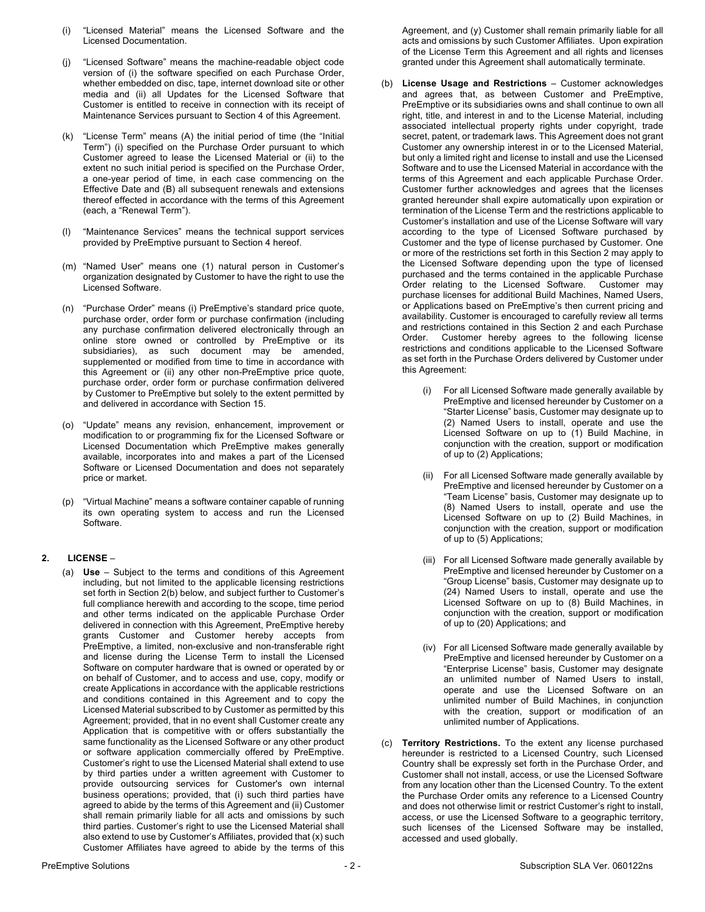(i) "Licensed Material" means the Licensed Software and the Licensed Documentation.

(j) "Licensed Software" means the machine-readable object code version of (i) the software specified on each Purchase Order, whether embedded on disc, tape, internet download site or other media and (ii) all Updates for the Licensed Software that Customer is entitled to receive in connection with its receipt of Maintenance Services pursuant to Section 4 of this Agreement.

(k) "License Term" means (A) the initial period of time (the "Initial Term") (i) specified on the Purchase Order pursuant to which Customer agreed to lease the Licensed Material or (ii) to the extent no such initial period is specified on the Purchase Order, a one-year period of time, in each case commencing on the Effective Date and (B) all subsequent renewals and extensions thereof effected in accordance with the terms of this Agreement (each, a "Renewal Term").

(l) "Maintenance Services" means the technical support services provided by PreEmptive pursuant to Section 4 hereof.

(m) "Named User" means one (1) natural person in Customer's organization designated by Customer to have the right to use the Licensed Software.

(n) "Purchase Order" means (i) PreEmptive's standard price quote, purchase order, order form or purchase confirmation (including any purchase confirmation delivered electronically through an online store owned or controlled by PreEmptive or its subsidiaries), as such document may be amended, supplemented or modified from time to time in accordance with this Agreement or (ii) any other non-PreEmptive price quote, purchase order, order form or purchase confirmation delivered by Customer to PreEmptive but solely to the extent permitted by and delivered in accordance with Section 15.

(o) "Update" means any revision, enhancement, improvement or modification to or programming fix for the Licensed Software or Licensed Documentation which PreEmptive makes generally available, incorporates into and makes a part of the Licensed Software or Licensed Documentation and does not separately price or market.

(p) "Virtual Machine" means a software container capable of running its own operating system to access and run the Licensed Software.

## 2. LICENSE –

(a) **Use** – Subject to the terms and conditions of this Agreement including, but not limited to the applicable licensing restrictions set forth in Section 2(b) below, and subject further to Customer's full compliance herewith and according to the scope, time period and other terms indicated on the applicable Purchase Order delivered in connection with this Agreement, PreEmptive hereby grants Customer and Customer hereby accepts from PreEmptive, a limited, non-exclusive and non-transferable right and license during the License Term to install the Licensed Software on computer hardware that is owned or operated by or on behalf of Customer, and to access and use, copy, modify or create Applications in accordance with the applicable restrictions and conditions contained in this Agreement and to copy the Licensed Material subscribed to by Customer as permitted by this Agreement; provided, that in no event shall Customer create any Application that is competitive with or offers substantially the same functionality as the Licensed Software or any other product or software application commercially offered by PreEmptive. Customer's right to use the Licensed Material shall extend to use by third parties under a written agreement with Customer to provide outsourcing services for Customer's own internal business operations; provided, that (i) such third parties have agreed to abide by the terms of this Agreement and (ii) Customer shall remain primarily liable for all acts and omissions by such third parties. Customer's right to use the Licensed Material shall also extend to use by Customer's Affiliates, provided that (x) such Customer Affiliates have agreed to abide by the terms of this Agreement, and (y) Customer shall remain primarily liable for all acts and omissions by such Customer Affiliates. Upon expiration of the License Term this Agreement and all rights and licenses granted under this Agreement shall automatically terminate.

(b) **License Usage and Restrictions** – Customer acknowledges and agrees that, as between Customer and PreEmptive, PreEmptive or its subsidiaries owns and shall continue to own all right, title, and interest in and to the License Material, including associated intellectual property rights under copyright, trade secret, patent, or trademark laws. This Agreement does not grant Customer any ownership interest in or to the Licensed Material, but only a limited right and license to install and use the Licensed Software and to use the Licensed Material in accordance with the terms of this Agreement and each applicable Purchase Order. Customer further acknowledges and agrees that the licenses granted hereunder shall expire automatically upon expiration or termination of the License Term and the restrictions applicable to Customer's installation and use of the License Software will vary according to the type of Licensed Software purchased by Customer and the type of license purchased by Customer. One or more of the restrictions set forth in this Section 2 may apply to the Licensed Software depending upon the type of licensed purchased and the terms contained in the applicable Purchase Order relating to the Licensed Software. Customer may purchase licenses for additional Build Machines, Named Users, or Applications based on PreEmptive's then current pricing and availability. Customer is encouraged to carefully review all terms and restrictions contained in this Section 2 and each Purchase Order. Customer hereby agrees to the following license restrictions and conditions applicable to the Licensed Software as set forth in the Purchase Orders delivered by Customer under this Agreement:

(i) For all Licensed Software made generally available by PreEmptive and licensed hereunder by Customer on a "Starter License" basis, Customer may designate up to (2) Named Users to install, operate and use the Licensed Software on up to (1) Build Machine, in conjunction with the creation, support or modification of up to (2) Applications;

(ii) For all Licensed Software made generally available by PreEmptive and licensed hereunder by Customer on a "Team License" basis, Customer may designate up to (8) Named Users to install, operate and use the Licensed Software on up to (2) Build Machines, in conjunction with the creation, support or modification of up to (5) Applications;

(iii) For all Licensed Software made generally available by PreEmptive and licensed hereunder by Customer on a "Group License" basis, Customer may designate up to (24) Named Users to install, operate and use the Licensed Software on up to (8) Build Machines, in conjunction with the creation, support or modification of up to (20) Applications; and

(iv) For all Licensed Software made generally available by PreEmptive and licensed hereunder by Customer on a "Enterprise License" basis, Customer may designate an unlimited number of Named Users to install, operate and use the Licensed Software on an unlimited number of Build Machines, in conjunction with the creation, support or modification of an unlimited number of Applications.

(c) **Territory Restrictions.** To the extent any license purchased hereunder is restricted to a Licensed Country, such Licensed Country shall be expressly set forth in the Purchase Order, and Customer shall not install, access, or use the Licensed Software from any location other than the Licensed Country. To the extent the Purchase Order omits any reference to a Licensed Country and does not otherwise limit or restrict Customer's right to install, access, or use the Licensed Software to a geographic territory, such licenses of the Licensed Software may be installed, accessed and used globally.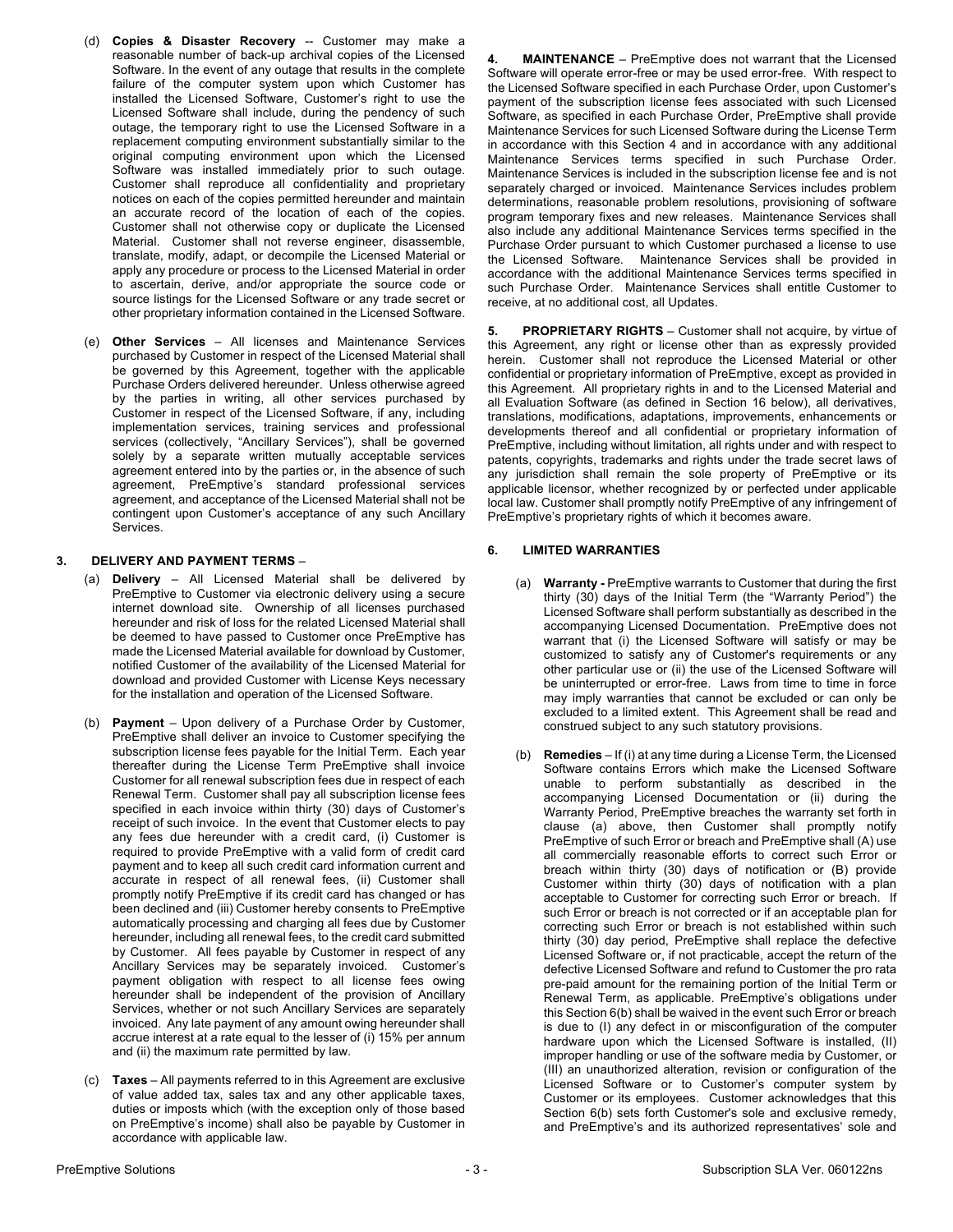(d) **Copies & Disaster Recovery** -- Customer may make a reasonable number of back-up archival copies of the Licensed Software. In the event of any outage that results in the complete failure of the computer system upon which Customer has installed the Licensed Software, Customer's right to use the Licensed Software shall include, during the pendency of such outage, the temporary right to use the Licensed Software in a replacement computing environment substantially similar to the original computing environment upon which the Licensed Software was installed immediately prior to such outage. Customer shall reproduce all confidentiality and proprietary notices on each of the copies permitted hereunder and maintain an accurate record of the location of each of the copies. Customer shall not otherwise copy or duplicate the Licensed Material. Customer shall not reverse engineer, disassemble, translate, modify, adapt, or decompile the Licensed Material or apply any procedure or process to the Licensed Material in order to ascertain, derive, and/or appropriate the source code or source listings for the Licensed Software or any trade secret or other proprietary information contained in the Licensed Software.

(e) **Other Services** – All licenses and Maintenance Services purchased by Customer in respect of the Licensed Material shall be governed by this Agreement, together with the applicable Purchase Orders delivered hereunder. Unless otherwise agreed by the parties in writing, all other services purchased by Customer in respect of the Licensed Software, if any, including implementation services, training services and professional services (collectively, "Ancillary Services"), shall be governed solely by a separate written mutually acceptable services agreement entered into by the parties or, in the absence of such agreement, PreEmptive's standard professional services agreement, and acceptance of the Licensed Material shall not be contingent upon Customer's acceptance of any such Ancillary Services.

**3. DELIVERY AND PAYMENT TERMS** –

(a) **Delivery** – All Licensed Material shall be delivered by PreEmptive to Customer via electronic delivery using a secure internet download site. Ownership of all licenses purchased hereunder and risk of loss for the related Licensed Material shall be deemed to have passed to Customer once PreEmptive has made the Licensed Material available for download by Customer, notified Customer of the availability of the Licensed Material for download and provided Customer with License Keys necessary for the installation and operation of the Licensed Software.

(b) **Payment** – Upon delivery of a Purchase Order by Customer, PreEmptive shall deliver an invoice to Customer specifying the subscription license fees payable for the Initial Term. Each year thereafter during the License Term PreEmptive shall invoice Customer for all renewal subscription fees due in respect of each Renewal Term. Customer shall pay all subscription license fees specified in each invoice within thirty (30) days of Customer's receipt of such invoice. In the event that Customer elects to pay any fees due hereunder with a credit card, (i) Customer is required to provide PreEmptive with a valid form of credit card payment and to keep all such credit card information current and accurate in respect of all renewal fees, (ii) Customer shall promptly notify PreEmptive if its credit card has changed or has been declined and (iii) Customer hereby consents to PreEmptive automatically processing and charging all fees due by Customer hereunder, including all renewal fees, to the credit card submitted by Customer. All fees payable by Customer in respect of any Ancillary Services may be separately invoiced. Customer's payment obligation with respect to all license fees owing hereunder shall be independent of the provision of Ancillary Services, whether or not such Ancillary Services are separately invoiced. Any late payment of any amount owing hereunder shall accrue interest at a rate equal to the lesser of (i) 15% per annum and (ii) the maximum rate permitted by law.

(c) **Taxes** – All payments referred to in this Agreement are exclusive of value added tax, sales tax and any other applicable taxes, duties or imposts which (with the exception only of those based on PreEmptive's income) shall also be payable by Customer in accordance with applicable law.

**4. MAINTENANCE** – PreEmptive does not warrant that the Licensed Software will operate error-free or may be used error-free. With respect to the Licensed Software specified in each Purchase Order, upon Customer's payment of the subscription license fees associated with such Licensed Software, as specified in each Purchase Order, PreEmptive shall provide Maintenance Services for such Licensed Software during the License Term in accordance with this Section 4 and in accordance with any additional Maintenance Services terms specified in such Purchase Order. Maintenance Services is included in the subscription license fee and is not separately charged or invoiced. Maintenance Services includes problem determinations, reasonable problem resolutions, provisioning of software program temporary fixes and new releases. Maintenance Services shall also include any additional Maintenance Services terms specified in the Purchase Order pursuant to which Customer purchased a license to use the Licensed Software. Maintenance Services shall be provided in accordance with the additional Maintenance Services terms specified in such Purchase Order. Maintenance Services shall entitle Customer to receive, at no additional cost, all Updates.

**5. PROPRIETARY RIGHTS** – Customer shall not acquire, by virtue of this Agreement, any right or license other than as expressly provided herein. Customer shall not reproduce the Licensed Material or other confidential or proprietary information of PreEmptive, except as provided in this Agreement. All proprietary rights in and to the Licensed Material and all Evaluation Software (as defined in Section 16 below), all derivatives, translations, modifications, adaptations, improvements, enhancements or developments thereof and all confidential or proprietary information of PreEmptive, including without limitation, all rights under and with respect to patents, copyrights, trademarks and rights under the trade secret laws of any jurisdiction shall remain the sole property of PreEmptive or its applicable licensor, whether recognized by or perfected under applicable local law. Customer shall promptly notify PreEmptive of any infringement of PreEmptive's proprietary rights of which it becomes aware.

**6. LIMITED WARRANTIES**

(a) **Warranty -** PreEmptive warrants to Customer that during the first thirty (30) days of the Initial Term (the "Warranty Period") the Licensed Software shall perform substantially as described in the accompanying Licensed Documentation. PreEmptive does not warrant that (i) the Licensed Software will satisfy or may be customized to satisfy any of Customer's requirements or any other particular use or (ii) the use of the Licensed Software will be uninterrupted or error-free. Laws from time to time in force may imply warranties that cannot be excluded or can only be excluded to a limited extent. This Agreement shall be read and construed subject to any such statutory provisions.

(b) **Remedies** – If (i) at any time during a License Term, the Licensed Software contains Errors which make the Licensed Software unable to perform substantially as described in the accompanying Licensed Documentation or (ii) during the Warranty Period, PreEmptive breaches the warranty set forth in clause (a) above, then Customer shall promptly notify PreEmptive of such Error or breach and PreEmptive shall (A) use all commercially reasonable efforts to correct such Error or breach within thirty (30) days of notification or (B) provide Customer within thirty (30) days of notification with a plan acceptable to Customer for correcting such Error or breach. If such Error or breach is not corrected or if an acceptable plan for correcting such Error or breach is not established within such thirty (30) day period, PreEmptive shall replace the defective Licensed Software or, if not practicable, accept the return of the defective Licensed Software and refund to Customer the pro rata pre-paid amount for the remaining portion of the Initial Term or Renewal Term, as applicable. PreEmptive's obligations under this Section 6(b) shall be waived in the event such Error or breach is due to (I) any defect in or misconfiguration of the computer hardware upon which the Licensed Software is installed, (II) improper handling or use of the software media by Customer, or (III) an unauthorized alteration, revision or configuration of the Licensed Software or to Customer's computer system by Customer or its employees. Customer acknowledges that this Section 6(b) sets forth Customer's sole and exclusive remedy, and PreEmptive's and its authorized representatives' sole and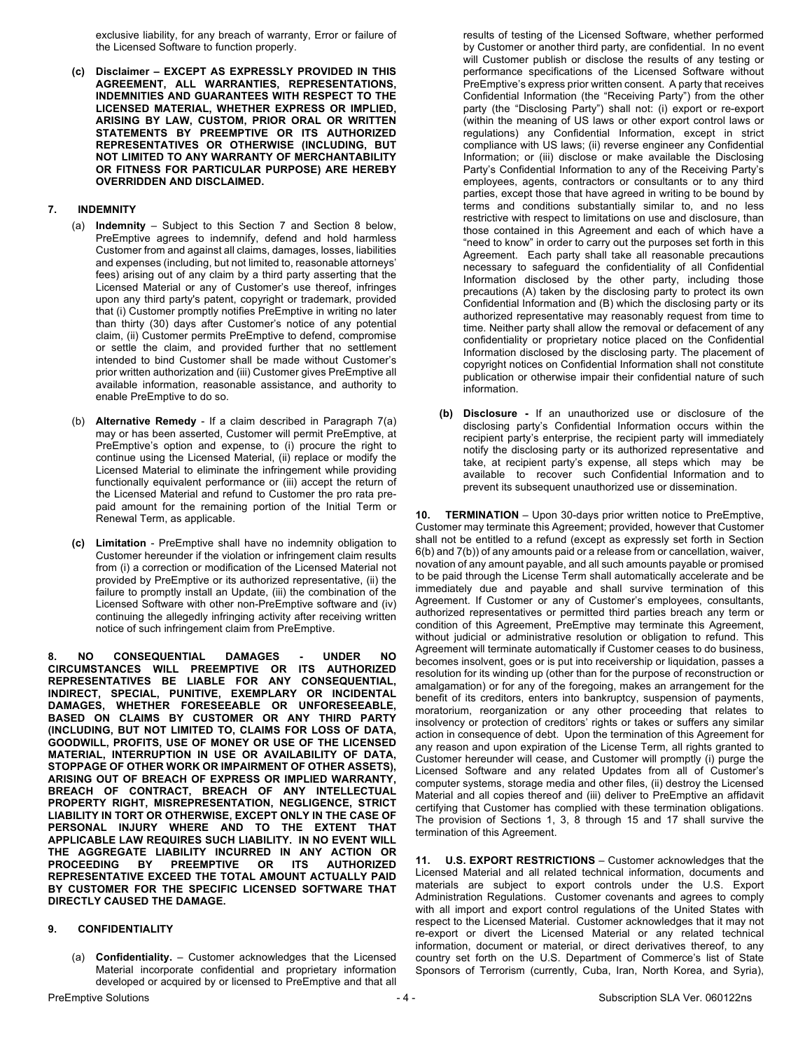exclusive liability, for any breach of warranty, Error or failure of the Licensed Software to function properly.

**(c) Disclaimer – EXCEPT AS EXPRESSLY PROVIDED IN THIS AGREEMENT, ALL WARRANTIES, REPRESENTATIONS, INDEMNITIES AND GUARANTEES WITH RESPECT TO THE LICENSED MATERIAL, WHETHER EXPRESS OR IMPLIED, ARISING BY LAW, CUSTOM, PRIOR ORAL OR WRITTEN STATEMENTS BY PREEMPTIVE OR ITS AUTHORIZED REPRESENTATIVES OR OTHERWISE (INCLUDING, BUT NOT LIMITED TO ANY WARRANTY OF MERCHANTABILITY OR FITNESS FOR PARTICULAR PURPOSE) ARE HEREBY OVERRIDDEN AND DISCLAIMED.**

## 7. INDEMNITY

(a) **Indemnity** – Subject to this Section 7 and Section 8 below, PreEmptive agrees to indemnify, defend and hold harmless Customer from and against all claims, damages, losses, liabilities and expenses (including, but not limited to, reasonable attorneys' fees) arising out of any claim by a third party asserting that the Licensed Material or any of Customer's use thereof, infringes upon any third party's patent, copyright or trademark, provided that (i) Customer promptly notifies PreEmptive in writing no later than thirty (30) days after Customer's notice of any potential claim, (ii) Customer permits PreEmptive to defend, compromise or settle the claim, and provided further that no settlement intended to bind Customer shall be made without Customer's prior written authorization and (iii) Customer gives PreEmptive all available information, reasonable assistance, and authority to enable PreEmptive to do so.

(b) **Alternative Remedy** - If a claim described in Paragraph 7(a) may or has been asserted, Customer will permit PreEmptive, at PreEmptive's option and expense, to (i) procure the right to continue using the Licensed Material, (ii) replace or modify the Licensed Material to eliminate the infringement while providing functionally equivalent performance or (iii) accept the return of the Licensed Material and refund to Customer the pro rata pre-paid amount for the remaining portion of the Initial Term or Renewal Term, as applicable.

**(c) Limitation** - PreEmptive shall have no indemnity obligation to Customer hereunder if the violation or infringement claim results from (i) a correction or modification of the Licensed Material not provided by PreEmptive or its authorized representative, (ii) the failure to promptly install an Update, (iii) the combination of the Licensed Software with other non-PreEmptive software and (iv) continuing the allegedly infringing activity after receiving written notice of such infringement claim from PreEmptive.

**8. NO CONSEQUENTIAL DAMAGES - UNDER NO CIRCUMSTANCES WILL PREEMPTIVE OR ITS AUTHORIZED REPRESENTATIVES BE LIABLE FOR ANY CONSEQUENTIAL, INDIRECT, SPECIAL, PUNITIVE, EXEMPLARY OR INCIDENTAL DAMAGES, WHETHER FORESEEABLE OR UNFORESEEABLE, BASED ON CLAIMS BY CUSTOMER OR ANY THIRD PARTY (INCLUDING, BUT NOT LIMITED TO, CLAIMS FOR LOSS OF DATA, GOODWILL, PROFITS, USE OF MONEY OR USE OF THE LICENSED MATERIAL, INTERRUPTION IN USE OR AVAILABILITY OF DATA, STOPPAGE OF OTHER WORK OR IMPAIRMENT OF OTHER ASSETS), ARISING OUT OF BREACH OF EXPRESS OR IMPLIED WARRANTY, BREACH OF CONTRACT, BREACH OF ANY INTELLECTUAL PROPERTY RIGHT, MISREPRESENTATION, NEGLIGENCE, STRICT LIABILITY IN TORT OR OTHERWISE, EXCEPT ONLY IN THE CASE OF PERSONAL INJURY WHERE AND TO THE EXTENT THAT APPLICABLE LAW REQUIRES SUCH LIABILITY. IN NO EVENT WILL THE AGGREGATE LIABILITY INCURRED IN ANY ACTION OR PROCEEDING BY PREEMPTIVE OR ITS AUTHORIZED REPRESENTATIVE EXCEED THE TOTAL AMOUNT ACTUALLY PAID BY CUSTOMER FOR THE SPECIFIC LICENSED SOFTWARE THAT DIRECTLY CAUSED THE DAMAGE.**

## 9. CONFIDENTIALITY

(a) **Confidentiality.** – Customer acknowledges that the Licensed Material incorporate confidential and proprietary information developed or acquired by or licensed to PreEmptive and that all results of testing of the Licensed Software, whether performed by Customer or another third party, are confidential. In no event will Customer publish or disclose the results of any testing or performance specifications of the Licensed Software without PreEmptive's express prior written consent. A party that receives Confidential Information (the "Receiving Party") from the other party (the "Disclosing Party") shall not: (i) export or re-export (within the meaning of US laws or other export control laws or regulations) any Confidential Information, except in strict compliance with US laws; (ii) reverse engineer any Confidential Information; or (iii) disclose or make available the Disclosing Party's Confidential Information to any of the Receiving Party's employees, agents, contractors or consultants or to any third parties, except those that have agreed in writing to be bound by terms and conditions substantially similar to, and no less restrictive with respect to limitations on use and disclosure, than those contained in this Agreement and each of which have a "need to know" in order to carry out the purposes set forth in this Agreement. Each party shall take all reasonable precautions necessary to safeguard the confidentiality of all Confidential Information disclosed by the other party, including those precautions (A) taken by the disclosing party to protect its own Confidential Information and (B) which the disclosing party or its authorized representative may reasonably request from time to time. Neither party shall allow the removal or defacement of any confidentiality or proprietary notice placed on the Confidential Information disclosed by the disclosing party. The placement of copyright notices on Confidential Information shall not constitute publication or otherwise impair their confidential nature of such information.

**(b) Disclosure -** If an unauthorized use or disclosure of the disclosing party's Confidential Information occurs within the recipient party's enterprise, the recipient party will immediately notify the disclosing party or its authorized representative and take, at recipient party's expense, all steps which may be available to recover such Confidential Information and to prevent its subsequent unauthorized use or dissemination.

**10. TERMINATION** – Upon 30-days prior written notice to PreEmptive, Customer may terminate this Agreement; provided, however that Customer shall not be entitled to a refund (except as expressly set forth in Section 6(b) and 7(b)) of any amounts paid or a release from or cancellation, waiver, novation of any amount payable, and all such amounts payable or promised to be paid through the License Term shall automatically accelerate and be immediately due and payable and shall survive termination of this Agreement. If Customer or any of Customer's employees, consultants, authorized representatives or permitted third parties breach any term or condition of this Agreement, PreEmptive may terminate this Agreement, without judicial or administrative resolution or obligation to refund. This Agreement will terminate automatically if Customer ceases to do business, becomes insolvent, goes or is put into receivership or liquidation, passes a resolution for its winding up (other than for the purpose of reconstruction or amalgamation) or for any of the foregoing, makes an arrangement for the benefit of its creditors, enters into bankruptcy, suspension of payments, moratorium, reorganization or any other proceeding that relates to insolvency or protection of creditors' rights or takes or suffers any similar action in consequence of debt. Upon the termination of this Agreement for any reason and upon expiration of the License Term, all rights granted to Customer hereunder will cease, and Customer will promptly (i) purge the Licensed Software and any related Updates from all of Customer's computer systems, storage media and other files, (ii) destroy the Licensed Material and all copies thereof and (iii) deliver to PreEmptive an affidavit certifying that Customer has complied with these termination obligations. The provision of Sections 1, 3, 8 through 15 and 17 shall survive the termination of this Agreement.

**11. U.S. EXPORT RESTRICTIONS** – Customer acknowledges that the Licensed Material and all related technical information, documents and materials are subject to export controls under the U.S. Export Administration Regulations. Customer covenants and agrees to comply with all import and export control regulations of the United States with respect to the Licensed Material. Customer acknowledges that it may not re-export or divert the Licensed Material or any related technical information, document or material, or direct derivatives thereof, to any country set forth on the U.S. Department of Commerce's list of State Sponsors of Terrorism (currently, Cuba, Iran, North Korea, and Syria),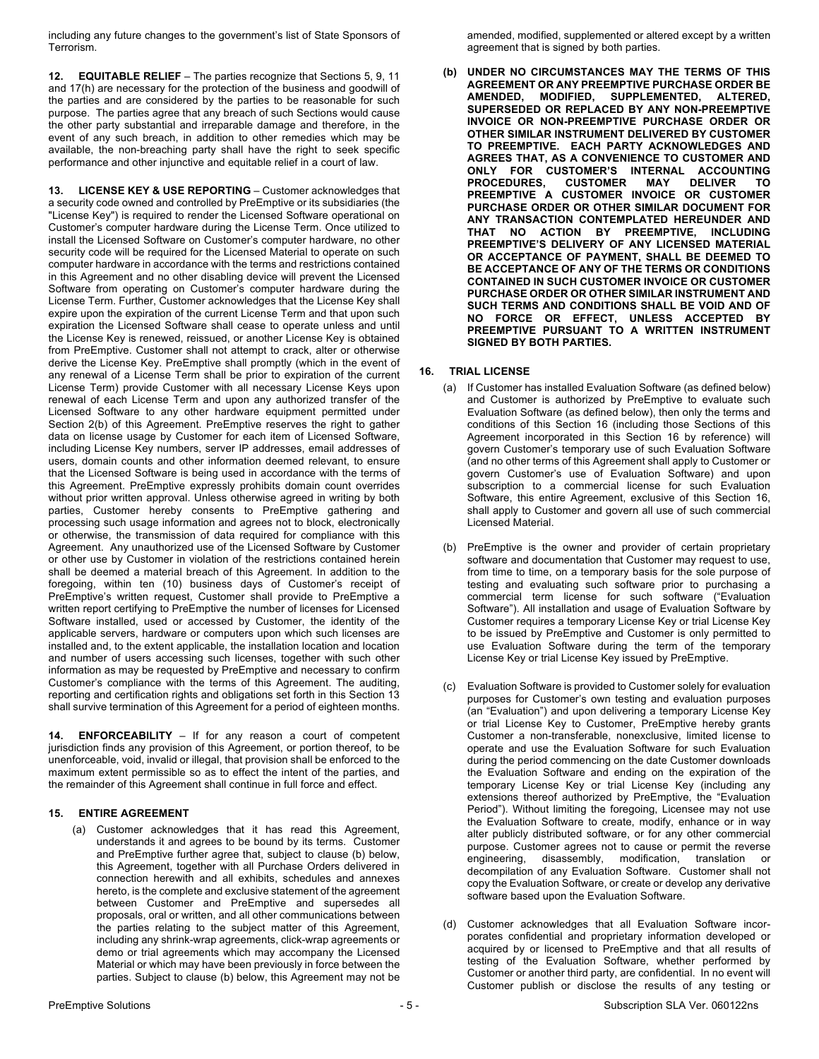including any future changes to the government's list of State Sponsors of Terrorism.

**12. EQUITABLE RELIEF** – The parties recognize that Sections 5, 9, 11 and 17(h) are necessary for the protection of the business and goodwill of the parties and are considered by the parties to be reasonable for such purpose. The parties agree that any breach of such Sections would cause the other party substantial and irreparable damage and therefore, in the event of any such breach, in addition to other remedies which may be available, the non-breaching party shall have the right to seek specific performance and other injunctive and equitable relief in a court of law.

**13. LICENSE KEY & USE REPORTING** – Customer acknowledges that a security code owned and controlled by PreEmptive or its subsidiaries (the "License Key") is required to render the Licensed Software operational on Customer's computer hardware during the License Term. Once utilized to install the Licensed Software on Customer's computer hardware, no other security code will be required for the Licensed Material to operate on such computer hardware in accordance with the terms and restrictions contained in this Agreement and no other disabling device will prevent the Licensed Software from operating on Customer's computer hardware during the License Term. Further, Customer acknowledges that the License Key shall expire upon the expiration of the current License Term and that upon such expiration the Licensed Software shall cease to operate unless and until the License Key is renewed, reissued, or another License Key is obtained from PreEmptive. Customer shall not attempt to crack, alter or otherwise derive the License Key. PreEmptive shall promptly (which in the event of any renewal of a License Term shall be prior to expiration of the current License Term) provide Customer with all necessary License Keys upon renewal of each License Term and upon any authorized transfer of the Licensed Software to any other hardware equipment permitted under Section 2(b) of this Agreement. PreEmptive reserves the right to gather data on license usage by Customer for each item of Licensed Software, including License Key numbers, server IP addresses, email addresses of users, domain counts and other information deemed relevant, to ensure that the Licensed Software is being used in accordance with the terms of this Agreement. PreEmptive expressly prohibits domain count overrides without prior written approval. Unless otherwise agreed in writing by both parties, Customer hereby consents to PreEmptive gathering and processing such usage information and agrees not to block, electronically or otherwise, the transmission of data required for compliance with this Agreement. Any unauthorized use of the Licensed Software by Customer or other use by Customer in violation of the restrictions contained herein shall be deemed a material breach of this Agreement. In addition to the foregoing, within ten (10) business days of Customer's receipt of PreEmptive's written request, Customer shall provide to PreEmptive a written report certifying to PreEmptive the number of licenses for Licensed Software installed, used or accessed by Customer, the identity of the applicable servers, hardware or computers upon which such licenses are installed and, to the extent applicable, the installation location and location and number of users accessing such licenses, together with such other information as may be requested by PreEmptive and necessary to confirm Customer's compliance with the terms of this Agreement. The auditing, reporting and certification rights and obligations set forth in this Section 13 shall survive termination of this Agreement for a period of eighteen months.

**14. ENFORCEABILITY** – If for any reason a court of competent jurisdiction finds any provision of this Agreement, or portion thereof, to be unenforceable, void, invalid or illegal, that provision shall be enforced to the maximum extent permissible so as to effect the intent of the parties, and the remainder of this Agreement shall continue in full force and effect.

**15. ENTIRE AGREEMENT**

(a) Customer acknowledges that it has read this Agreement, understands it and agrees to be bound by its terms. Customer and PreEmptive further agree that, subject to clause (b) below, this Agreement, together with all Purchase Orders delivered in connection herewith and all exhibits, schedules and annexes hereto, is the complete and exclusive statement of the agreement between Customer and PreEmptive and supersedes all proposals, oral or written, and all other communications between the parties relating to the subject matter of this Agreement, including any shrink-wrap agreements, click-wrap agreements or demo or trial agreements which may accompany the Licensed Material or which may have been previously in force between the parties. Subject to clause (b) below, this Agreement may not be amended, modified, supplemented or altered except by a written agreement that is signed by both parties.

**(b) UNDER NO CIRCUMSTANCES MAY THE TERMS OF THIS AGREEMENT OR ANY PREEMPTIVE PURCHASE ORDER BE AMENDED, MODIFIED, SUPPLEMENTED, ALTERED, SUPERSEDED OR REPLACED BY ANY NON-PREEMPTIVE INVOICE OR NON-PREEMPTIVE PURCHASE ORDER OR OTHER SIMILAR INSTRUMENT DELIVERED BY CUSTOMER TO PREEMPTIVE. EACH PARTY ACKNOWLEDGES AND AGREES THAT, AS A CONVENIENCE TO CUSTOMER AND ONLY FOR CUSTOMER'S INTERNAL ACCOUNTING PROCEDURES, CUSTOMER MAY DELIVER TO PREEMPTIVE A CUSTOMER INVOICE OR CUSTOMER PURCHASE ORDER OR OTHER SIMILAR DOCUMENT FOR ANY TRANSACTION CONTEMPLATED HEREUNDER AND THAT NO ACTION BY PREEMPTIVE, INCLUDING PREEMPTIVE'S DELIVERY OF ANY LICENSED MATERIAL OR ACCEPTANCE OF PAYMENT, SHALL BE DEEMED TO BE ACCEPTANCE OF ANY OF THE TERMS OR CONDITIONS CONTAINED IN SUCH CUSTOMER INVOICE OR CUSTOMER PURCHASE ORDER OR OTHER SIMILAR INSTRUMENT AND SUCH TERMS AND CONDITIONS SHALL BE VOID AND OF NO FORCE OR EFFECT, UNLESS ACCEPTED BY PREEMPTIVE PURSUANT TO A WRITTEN INSTRUMENT SIGNED BY BOTH PARTIES.**

**16. TRIAL LICENSE**

(a) If Customer has installed Evaluation Software (as defined below) and Customer is authorized by PreEmptive to evaluate such Evaluation Software (as defined below), then only the terms and conditions of this Section 16 (including those Sections of this Agreement incorporated in this Section 16 by reference) will govern Customer's temporary use of such Evaluation Software (and no other terms of this Agreement shall apply to Customer or govern Customer's use of Evaluation Software) and upon subscription to a commercial license for such Evaluation Software, this entire Agreement, exclusive of this Section 16, shall apply to Customer and govern all use of such commercial Licensed Material.

(b) PreEmptive is the owner and provider of certain proprietary software and documentation that Customer may request to use, from time to time, on a temporary basis for the sole purpose of testing and evaluating such software prior to purchasing a commercial term license for such software ("Evaluation Software"). All installation and usage of Evaluation Software by Customer requires a temporary License Key or trial License Key to be issued by PreEmptive and Customer is only permitted to use Evaluation Software during the term of the temporary License Key or trial License Key issued by PreEmptive.

(c) Evaluation Software is provided to Customer solely for evaluation purposes for Customer's own testing and evaluation purposes (an "Evaluation") and upon delivering a temporary License Key or trial License Key to Customer, PreEmptive hereby grants Customer a non-transferable, nonexclusive, limited license to operate and use the Evaluation Software for such Evaluation during the period commencing on the date Customer downloads the Evaluation Software and ending on the expiration of the temporary License Key or trial License Key (including any extensions thereof authorized by PreEmptive, the "Evaluation Period"). Without limiting the foregoing, Licensee may not use the Evaluation Software to create, modify, enhance or in way alter publicly distributed software, or for any other commercial purpose. Customer agrees not to cause or permit the reverse engineering, disassembly, modification, translation or decompilation of any Evaluation Software. Customer shall not copy the Evaluation Software, or create or develop any derivative software based upon the Evaluation Software.

(d) Customer acknowledges that all Evaluation Software incorporates confidential and proprietary information developed or acquired by or licensed to PreEmptive and that all results of testing of the Evaluation Software, whether performed by Customer or another third party, are confidential. In no event will Customer publish or disclose the results of any testing or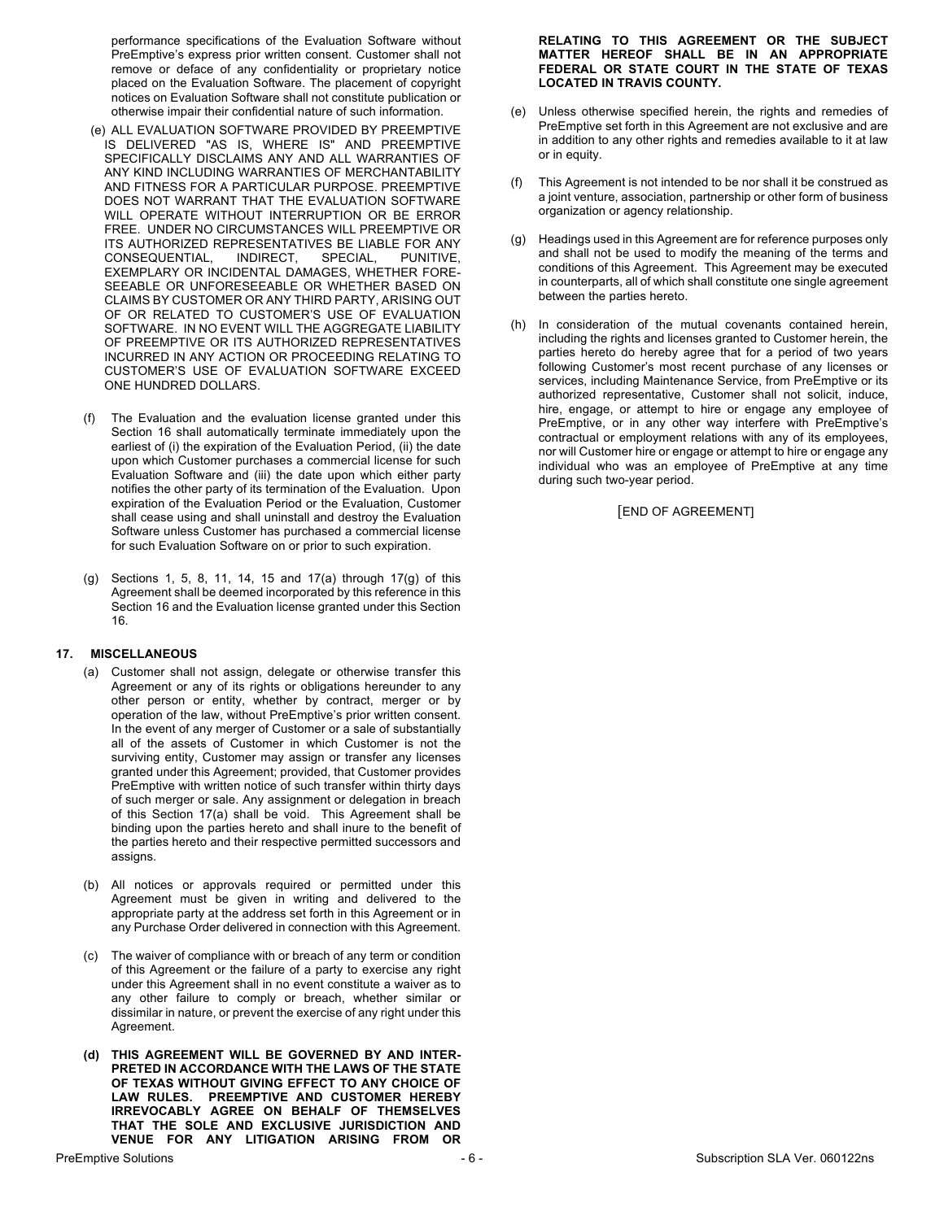performance specifications of the Evaluation Software without PreEmptive's express prior written consent. Customer shall not remove or deface of any confidentiality or proprietary notice placed on the Evaluation Software. The placement of copyright notices on Evaluation Software shall not constitute publication or otherwise impair their confidential nature of such information.

(e) ALL EVALUATION SOFTWARE PROVIDED BY PREEMPTIVE IS DELIVERED "AS IS, WHERE IS" AND PREEMPTIVE SPECIFICALLY DISCLAIMS ANY AND ALL WARRANTIES OF ANY KIND INCLUDING WARRANTIES OF MERCHANTABILITY AND FITNESS FOR A PARTICULAR PURPOSE. PREEMPTIVE DOES NOT WARRANT THAT THE EVALUATION SOFTWARE WILL OPERATE WITHOUT INTERRUPTION OR BE ERROR FREE. UNDER NO CIRCUMSTANCES WILL PREEMPTIVE OR ITS AUTHORIZED REPRESENTATIVES BE LIABLE FOR ANY CONSEQUENTIAL, INDIRECT, SPECIAL, PUNITIVE, EXEMPLARY OR INCIDENTAL DAMAGES, WHETHER FORE-SEEABLE OR UNFORESEEABLE OR WHETHER BASED ON CLAIMS BY CUSTOMER OR ANY THIRD PARTY, ARISING OUT OF OR RELATED TO CUSTOMER'S USE OF EVALUATION SOFTWARE. IN NO EVENT WILL THE AGGREGATE LIABILITY OF PREEMPTIVE OR ITS AUTHORIZED REPRESENTATIVES INCURRED IN ANY ACTION OR PROCEEDING RELATING TO CUSTOMER'S USE OF EVALUATION SOFTWARE EXCEED ONE HUNDRED DOLLARS.

(f) The Evaluation and the evaluation license granted under this Section 16 shall automatically terminate immediately upon the earliest of (i) the expiration of the Evaluation Period, (ii) the date upon which Customer purchases a commercial license for such Evaluation Software and (iii) the date upon which either party notifies the other party of its termination of the Evaluation. Upon expiration of the Evaluation Period or the Evaluation, Customer shall cease using and shall uninstall and destroy the Evaluation Software unless Customer has purchased a commercial license for such Evaluation Software on or prior to such expiration.

(g) Sections 1, 5, 8, 11, 14, 15 and 17(a) through 17(g) of this Agreement shall be deemed incorporated by this reference in this Section 16 and the Evaluation license granted under this Section 16.

## 17. MISCELLANEOUS

(a) Customer shall not assign, delegate or otherwise transfer this Agreement or any of its rights or obligations hereunder to any other person or entity, whether by contract, merger or by operation of the law, without PreEmptive's prior written consent. In the event of any merger of Customer or a sale of substantially all of the assets of Customer in which Customer is not the surviving entity, Customer may assign or transfer any licenses granted under this Agreement; provided, that Customer provides PreEmptive with written notice of such transfer within thirty days of such merger or sale. Any assignment or delegation in breach of this Section 17(a) shall be void. This Agreement shall be binding upon the parties hereto and shall inure to the benefit of the parties hereto and their respective permitted successors and assigns.

(b) All notices or approvals required or permitted under this Agreement must be given in writing and delivered to the appropriate party at the address set forth in this Agreement or in any Purchase Order delivered in connection with this Agreement.

(c) The waiver of compliance with or breach of any term or condition of this Agreement or the failure of a party to exercise any right under this Agreement shall in no event constitute a waiver as to any other failure to comply or breach, whether similar or dissimilar in nature, or prevent the exercise of any right under this Agreement.

**(d) THIS AGREEMENT WILL BE GOVERNED BY AND INTER-PRETED IN ACCORDANCE WITH THE LAWS OF THE STATE OF TEXAS WITHOUT GIVING EFFECT TO ANY CHOICE OF LAW RULES. PREEMPTIVE AND CUSTOMER HEREBY IRREVOCABLY AGREE ON BEHALF OF THEMSELVES THAT THE SOLE AND EXCLUSIVE JURISDICTION AND VENUE FOR ANY LITIGATION ARISING FROM OR RELATING TO THIS AGREEMENT OR THE SUBJECT MATTER HEREOF SHALL BE IN AN APPROPRIATE FEDERAL OR STATE COURT IN THE STATE OF TEXAS LOCATED IN TRAVIS COUNTY.**

(e) Unless otherwise specified herein, the rights and remedies of PreEmptive set forth in this Agreement are not exclusive and are in addition to any other rights and remedies available to it at law or in equity.

(f) This Agreement is not intended to be nor shall it be construed as a joint venture, association, partnership or other form of business organization or agency relationship.

(g) Headings used in this Agreement are for reference purposes only and shall not be used to modify the meaning of the terms and conditions of this Agreement. This Agreement may be executed in counterparts, all of which shall constitute one single agreement between the parties hereto.

(h) In consideration of the mutual covenants contained herein, including the rights and licenses granted to Customer herein, the parties hereto do hereby agree that for a period of two years following Customer's most recent purchase of any licenses or services, including Maintenance Service, from PreEmptive or its authorized representative, Customer shall not solicit, induce, hire, engage, or attempt to hire or engage any employee of PreEmptive, or in any other way interfere with PreEmptive's contractual or employment relations with any of its employees, nor will Customer hire or engage or attempt to hire or engage any individual who was an employee of PreEmptive at any time during such two-year period.

[END OF AGREEMENT]